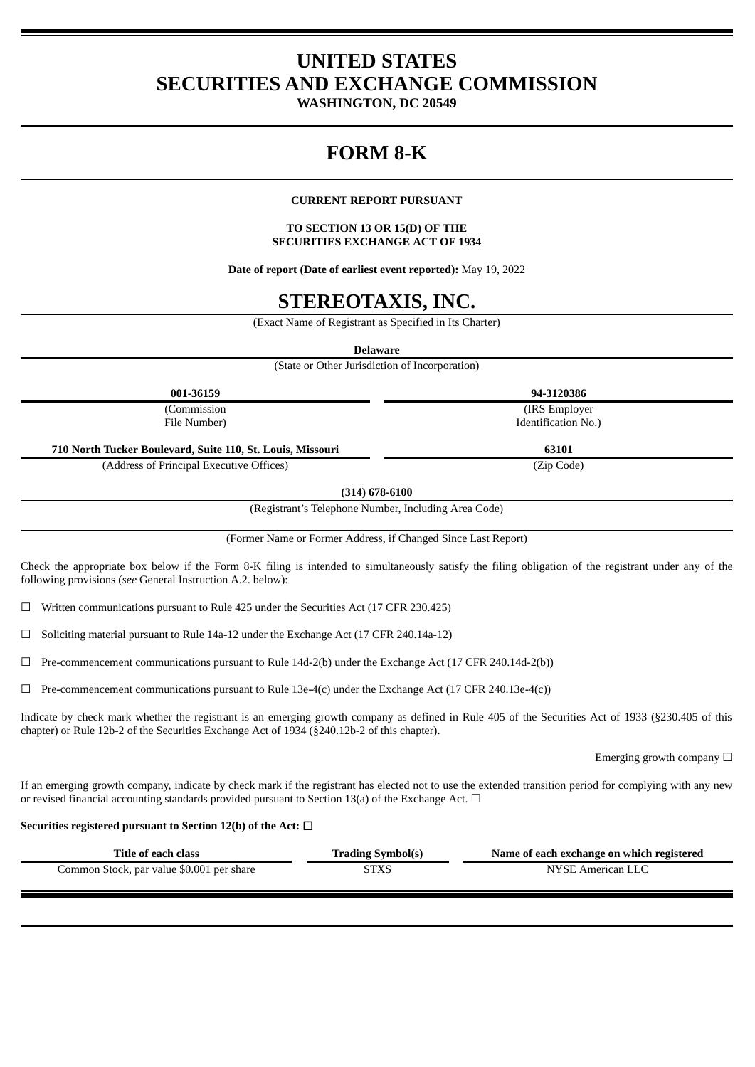# UNITED STATES
# SECURITIES AND EXCHANGE COMMISSION

**WASHINGTON, DC 20549**

# FORM 8-K

**CURRENT REPORT PURSUANT**

**TO SECTION 13 OR 15(D) OF THE**
**SECURITIES EXCHANGE ACT OF 1934**

**Date of report (Date of earliest event reported):** May 19, 2022

# STEREOTAXIS, INC.

(Exact Name of Registrant as Specified in Its Charter)

**Delaware**
(State or Other Jurisdiction of Incorporation)

| **001-36159** | **94-3120386** |
|---|---|
| (Commission File Number) | (IRS Employer Identification No.) |
| **710 North Tucker Boulevard, Suite 110, St. Louis, Missouri** | **63101** |
| (Address of Principal Executive Offices) | (Zip Code) |

**(314) 678-6100**
(Registrant's Telephone Number, Including Area Code)

(Former Name or Former Address, if Changed Since Last Report)

Check the appropriate box below if the Form 8-K filing is intended to simultaneously satisfy the filing obligation of the registrant under any of the following provisions (*see* General Instruction A.2. below):

☐ Written communications pursuant to Rule 425 under the Securities Act (17 CFR 230.425)

☐ Soliciting material pursuant to Rule 14a-12 under the Exchange Act (17 CFR 240.14a-12)

☐ Pre-commencement communications pursuant to Rule 14d-2(b) under the Exchange Act (17 CFR 240.14d-2(b))

☐ Pre-commencement communications pursuant to Rule 13e-4(c) under the Exchange Act (17 CFR 240.13e-4(c))

Indicate by check mark whether the registrant is an emerging growth company as defined in Rule 405 of the Securities Act of 1933 (§230.405 of this chapter) or Rule 12b-2 of the Securities Exchange Act of 1934 (§240.12b-2 of this chapter).

Emerging growth company ☐

If an emerging growth company, indicate by check mark if the registrant has elected not to use the extended transition period for complying with any new or revised financial accounting standards provided pursuant to Section 13(a) of the Exchange Act. ☐

**Securities registered pursuant to Section 12(b) of the Act: ☐**

| Title of each class | Trading Symbol(s) | Name of each exchange on which registered |
|---|---|---|
| Common Stock, par value $0.001 per share | STXS | NYSE American LLC |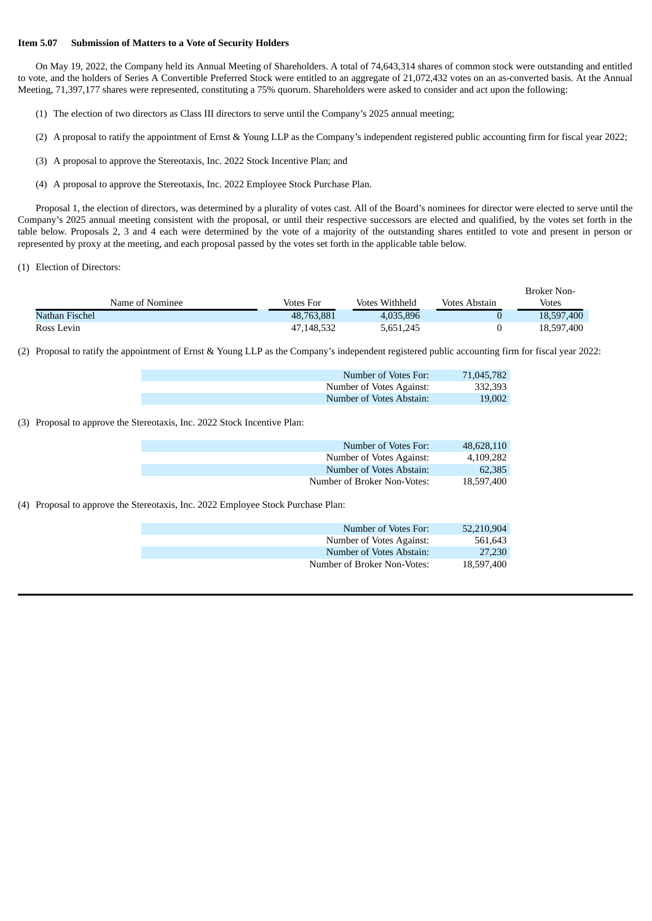**Item 5.07 Submission of Matters to a Vote of Security Holders**

On May 19, 2022, the Company held its Annual Meeting of Shareholders. A total of 74,643,314 shares of common stock were outstanding and entitled to vote, and the holders of Series A Convertible Preferred Stock were entitled to an aggregate of 21,072,432 votes on an as-converted basis. At the Annual Meeting, 71,397,177 shares were represented, constituting a 75% quorum. Shareholders were asked to consider and act upon the following:

(1) The election of two directors as Class III directors to serve until the Company's 2025 annual meeting;

(2) A proposal to ratify the appointment of Ernst & Young LLP as the Company's independent registered public accounting firm for fiscal year 2022;

(3) A proposal to approve the Stereotaxis, Inc. 2022 Stock Incentive Plan; and

(4) A proposal to approve the Stereotaxis, Inc. 2022 Employee Stock Purchase Plan.

Proposal 1, the election of directors, was determined by a plurality of votes cast. All of the Board's nominees for director were elected to serve until the Company's 2025 annual meeting consistent with the proposal, or until their respective successors are elected and qualified, by the votes set forth in the table below. Proposals 2, 3 and 4 each were determined by the vote of a majority of the outstanding shares entitled to vote and present in person or represented by proxy at the meeting, and each proposal passed by the votes set forth in the applicable table below.

(1) Election of Directors:

| Name of Nominee | Votes For | Votes Withheld | Votes Abstain | Broker Non-Votes |
|---|---|---|---|---|
| Nathan Fischel | 48,763,881 | 4,035,896 | 0 | 18,597,400 |
| Ross Levin | 47,148,532 | 5,651,245 | 0 | 18,597,400 |

(2) Proposal to ratify the appointment of Ernst & Young LLP as the Company's independent registered public accounting firm for fiscal year 2022:

| | |
|---|---|
| Number of Votes For: | 71,045,782 |
| Number of Votes Against: | 332,393 |
| Number of Votes Abstain: | 19,002 |

(3) Proposal to approve the Stereotaxis, Inc. 2022 Stock Incentive Plan:

| | |
|---|---|
| Number of Votes For: | 48,628,110 |
| Number of Votes Against: | 4,109,282 |
| Number of Votes Abstain: | 62,385 |
| Number of Broker Non-Votes: | 18,597,400 |

(4) Proposal to approve the Stereotaxis, Inc. 2022 Employee Stock Purchase Plan:

| | |
|---|---|
| Number of Votes For: | 52,210,904 |
| Number of Votes Against: | 561,643 |
| Number of Votes Abstain: | 27,230 |
| Number of Broker Non-Votes: | 18,597,400 |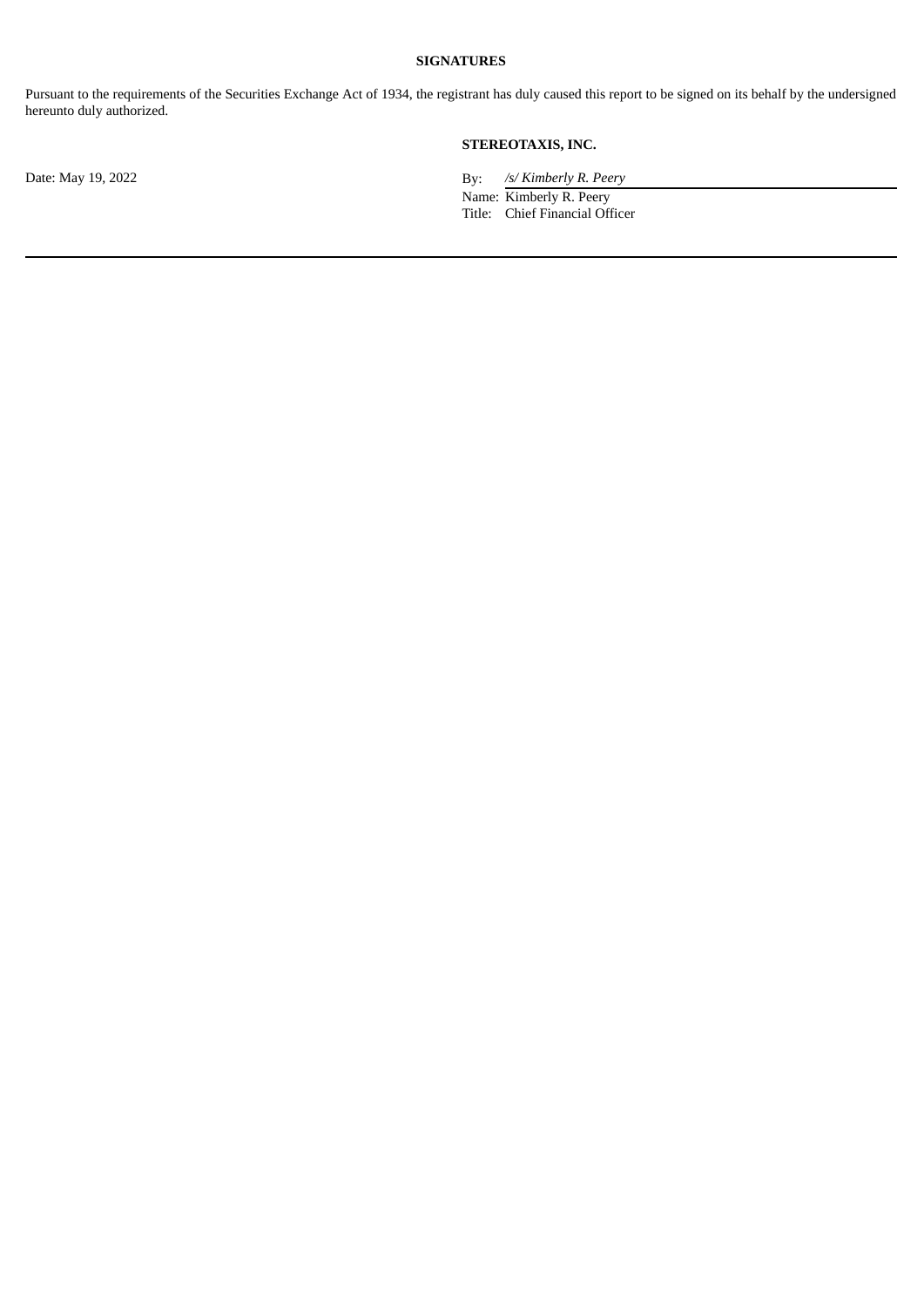**SIGNATURES**

Pursuant to the requirements of the Securities Exchange Act of 1934, the registrant has duly caused this report to be signed on its behalf by the undersigned hereunto duly authorized.

**STEREOTAXIS, INC.**

Date: May 19, 2022

By: */s/ Kimberly R. Peery*
Name: Kimberly R. Peery
Title: Chief Financial Officer